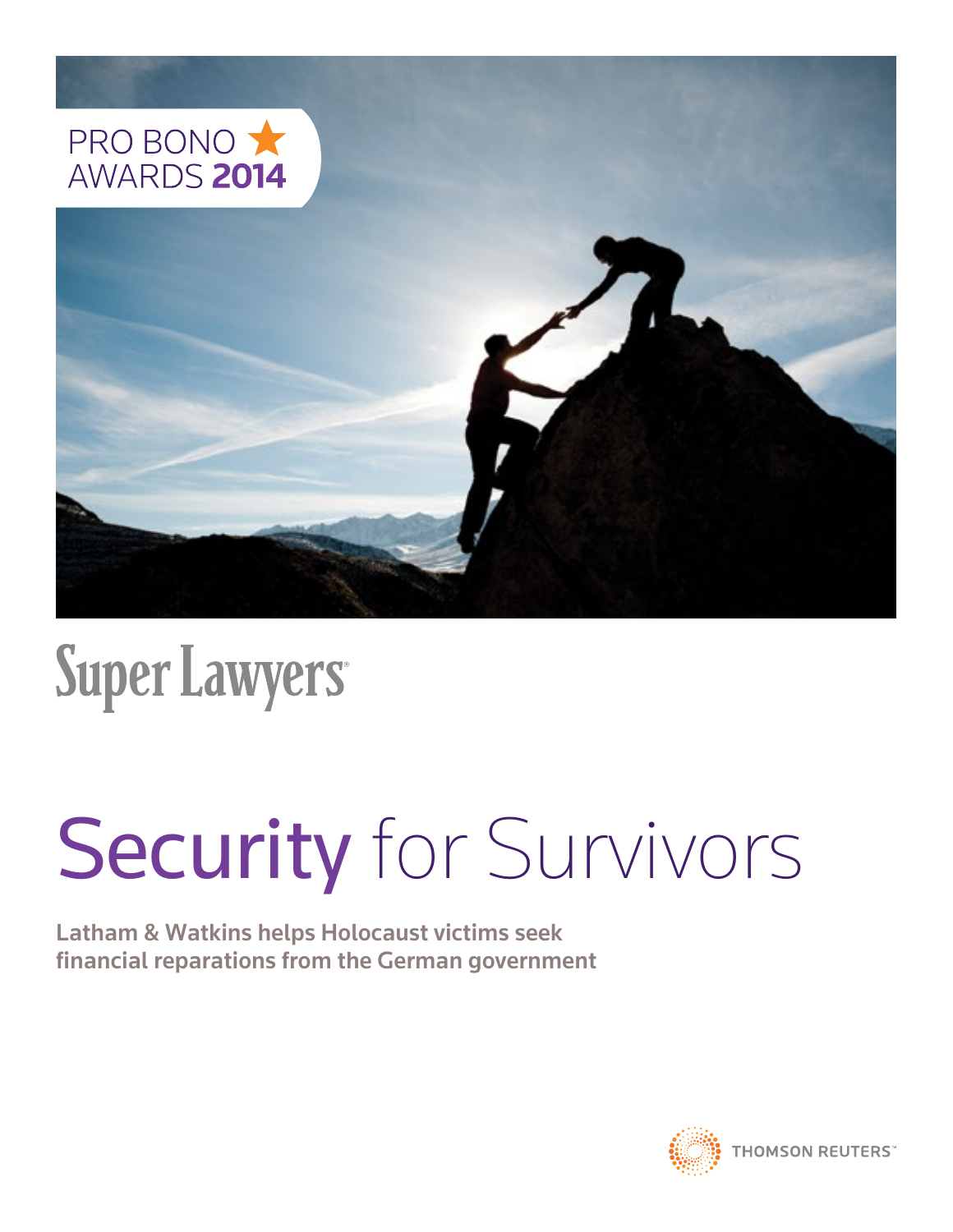PRO BONO AWARDS **2014**

Super Lawyers

# Security for Survivors

**Latham & Watkins helps Holocaust victims seek financial reparations from the German government**

THOMSON REUTERS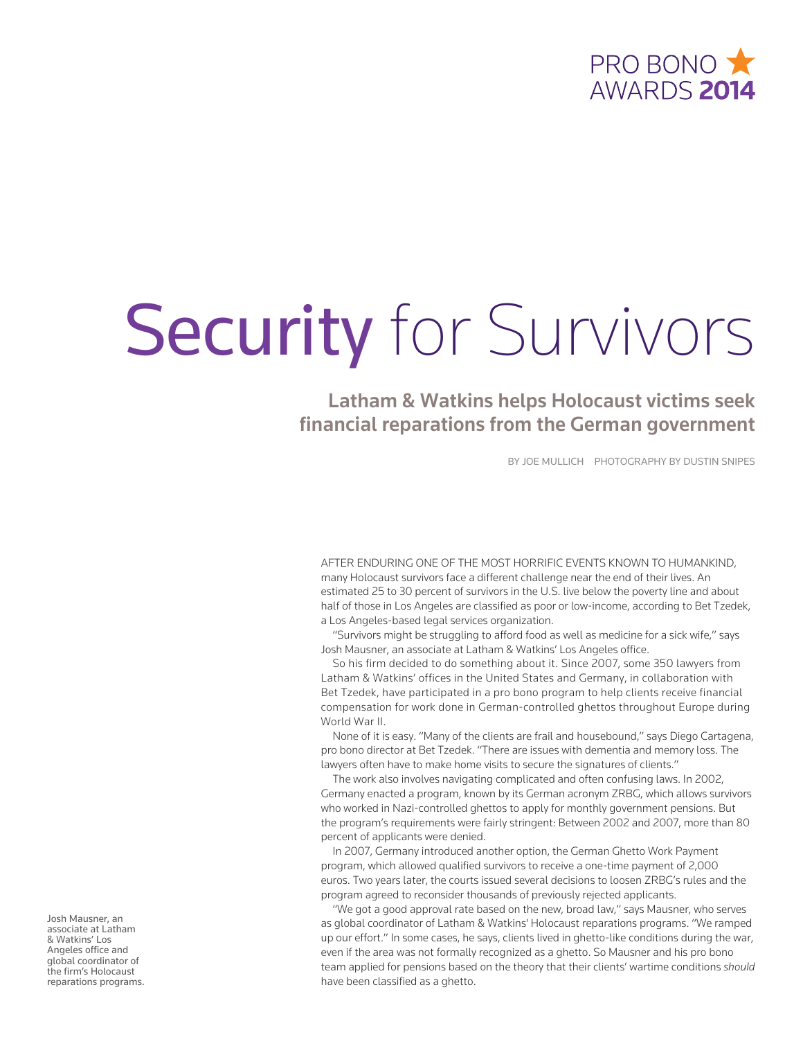PRO BONO AWARDS **2014**

# Security for Survivors

## Latham & Watkins helps Holocaust victims seek financial reparations from the German government

BY JOE MULLICH PHOTOGRAPHY BY DUSTIN SNIPES

AFTER ENDURING ONE OF THE MOST HORRIFIC EVENTS KNOWN TO HUMANKIND, many Holocaust survivors face a different challenge near the end of their lives. An estimated 25 to 30 percent of survivors in the U.S. live below the poverty line and about half of those in Los Angeles are classified as poor or low-income, according to Bet Tzedek, a Los Angeles-based legal services organization.

"Survivors might be struggling to afford food as well as medicine for a sick wife," says Josh Mausner, an associate at Latham & Watkins' Los Angeles office.

So his firm decided to do something about it. Since 2007, some 350 lawyers from Latham & Watkins' offices in the United States and Germany, in collaboration with Bet Tzedek, have participated in a pro bono program to help clients receive financial compensation for work done in German-controlled ghettos throughout Europe during World War II.

None of it is easy. "Many of the clients are frail and housebound," says Diego Cartagena, pro bono director at Bet Tzedek. "There are issues with dementia and memory loss. The lawyers often have to make home visits to secure the signatures of clients."

The work also involves navigating complicated and often confusing laws. In 2002, Germany enacted a program, known by its German acronym ZRBG, which allows survivors who worked in Nazi-controlled ghettos to apply for monthly government pensions. But the program's requirements were fairly stringent: Between 2002 and 2007, more than 80 percent of applicants were denied.

In 2007, Germany introduced another option, the German Ghetto Work Payment program, which allowed qualified survivors to receive a one-time payment of 2,000 euros. Two years later, the courts issued several decisions to loosen ZRBG's rules and the program agreed to reconsider thousands of previously rejected applicants.

"We got a good approval rate based on the new, broad law," says Mausner, who serves as global coordinator of Latham & Watkins' Holocaust reparations programs. "We ramped up our effort." In some cases, he says, clients lived in ghetto-like conditions during the war, even if the area was not formally recognized as a ghetto. So Mausner and his pro bono team applied for pensions based on the theory that their clients' wartime conditions *should* have been classified as a ghetto.

Josh Mausner, an associate at Latham & Watkins' Los Angeles office and global coordinator of the firm's Holocaust reparations programs.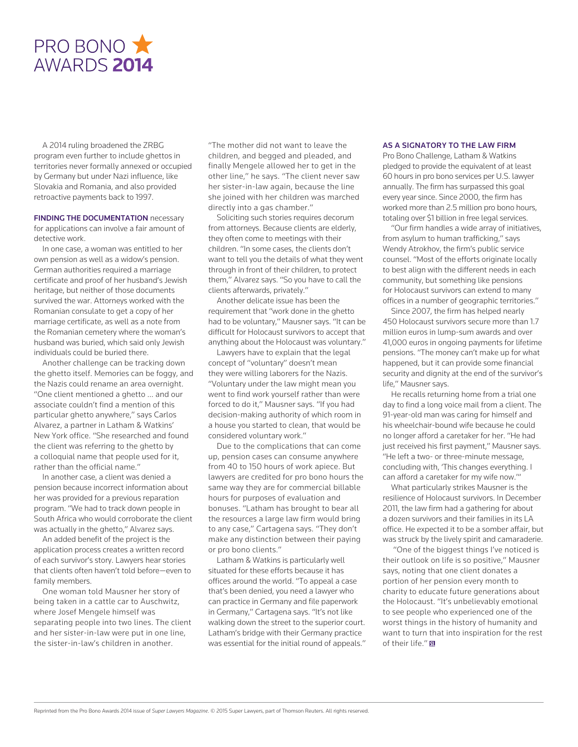A 2014 ruling broadened the ZRBG program even further to include ghettos in territories never formally annexed or occupied by Germany but under Nazi influence, like Slovakia and Romania, and also provided retroactive payments back to 1997.

**FINDING THE DOCUMENTATION** necessary for applications can involve a fair amount of detective work.

In one case, a woman was entitled to her own pension as well as a widow's pension. German authorities required a marriage certificate and proof of her husband's Jewish heritage, but neither of those documents survived the war. Attorneys worked with the Romanian consulate to get a copy of her marriage certificate, as well as a note from the Romanian cemetery where the woman's husband was buried, which said only Jewish individuals could be buried there.

Another challenge can be tracking down the ghetto itself. Memories can be foggy, and the Nazis could rename an area overnight. "One client mentioned a ghetto … and our associate couldn't find a mention of this particular ghetto anywhere," says Carlos Alvarez, a partner in Latham & Watkins' New York office. "She researched and found the client was referring to the ghetto by a colloquial name that people used for it, rather than the official name."

In another case, a client was denied a pension because incorrect information about her was provided for a previous reparation program. "We had to track down people in South Africa who would corroborate the client was actually in the ghetto," Alvarez says.

An added benefit of the project is the application process creates a written record of each survivor's story. Lawyers hear stories that clients often haven't told before—even to family members.

One woman told Mausner her story of being taken in a cattle car to Auschwitz, where Josef Mengele himself was separating people into two lines. The client and her sister-in-law were put in one line, the sister-in-law's children in another.

"The mother did not want to leave the children, and begged and pleaded, and finally Mengele allowed her to get in the other line," he says. "The client never saw her sister-in-law again, because the line she joined with her children was marched directly into a gas chamber."

Soliciting such stories requires decorum from attorneys. Because clients are elderly, they often come to meetings with their children. "In some cases, the clients don't want to tell you the details of what they went through in front of their children, to protect them," Alvarez says. "So you have to call the clients afterwards, privately."

Another delicate issue has been the requirement that "work done in the ghetto had to be voluntary," Mausner says. "It can be difficult for Holocaust survivors to accept that anything about the Holocaust was voluntary."

Lawyers have to explain that the legal concept of "voluntary" doesn't mean they were willing laborers for the Nazis. "Voluntary under the law might mean you went to find work yourself rather than were forced to do it," Mausner says. "If you had decision-making authority of which room in a house you started to clean, that would be considered voluntary work."

Due to the complications that can come up, pension cases can consume anywhere from 40 to 150 hours of work apiece. But lawyers are credited for pro bono hours the same way they are for commercial billable hours for purposes of evaluation and bonuses. "Latham has brought to bear all the resources a large law firm would bring to any case," Cartagena says. "They don't make any distinction between their paying or pro bono clients."

Latham & Watkins is particularly well situated for these efforts because it has offices around the world. "To appeal a case that's been denied, you need a lawyer who can practice in Germany and file paperwork in Germany," Cartagena says. "It's not like walking down the street to the superior court. Latham's bridge with their Germany practice was essential for the initial round of appeals."

**AS A SIGNATORY TO THE LAW FIRM** Pro Bono Challenge, Latham & Watkins pledged to provide the equivalent of at least 60 hours in pro bono services per U.S. lawyer annually. The firm has surpassed this goal every year since. Since 2000, the firm has worked more than 2.5 million pro bono hours, totaling over $1 billion in free legal services.

"Our firm handles a wide array of initiatives, from asylum to human trafficking," says Wendy Atrokhov, the firm's public service counsel. "Most of the efforts originate locally to best align with the different needs in each community, but something like pensions for Holocaust survivors can extend to many offices in a number of geographic territories."

Since 2007, the firm has helped nearly 450 Holocaust survivors secure more than 1.7 million euros in lump-sum awards and over 41,000 euros in ongoing payments for lifetime pensions. "The money can't make up for what happened, but it can provide some financial security and dignity at the end of the survivor's life," Mausner says.

He recalls returning home from a trial one day to find a long voice mail from a client. The 91-year-old man was caring for himself and his wheelchair-bound wife because he could no longer afford a caretaker for her. "He had just received his first payment," Mausner says. "He left a two- or three-minute message, concluding with, 'This changes everything. I can afford a caretaker for my wife now.'"

What particularly strikes Mausner is the resilience of Holocaust survivors. In December 2011, the law firm had a gathering for about a dozen survivors and their families in its LA office. He expected it to be a somber affair, but was struck by the lively spirit and camaraderie.

"One of the biggest things I've noticed is their outlook on life is so positive," Mausner says, noting that one client donates a portion of her pension every month to charity to educate future generations about the Holocaust. "It's unbelievably emotional to see people who experienced one of the worst things in the history of humanity and want to turn that into inspiration for the rest of their life."

Reprinted from the Pro Bono Awards 2014 issue of *Super Lawyers Magazine*. © 2015 Super Lawyers, part of Thomson Reuters. All rights reserved.